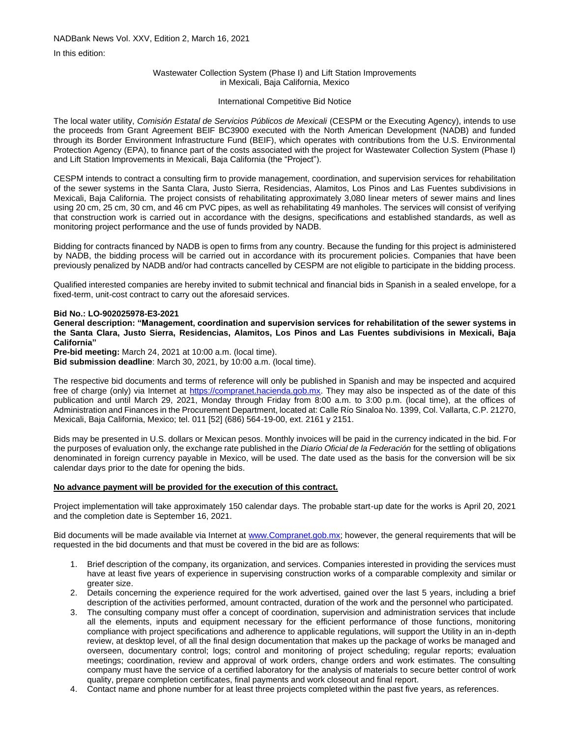NADBank News Vol. XXV, Edition 2, March 16, 2021

In this edition:

Wastewater Collection System (Phase I) and Lift Station Improvements in Mexicali, Baja California, Mexico

International Competitive Bid Notice

The local water utility, *Comisión Estatal de Servicios Públicos de Mexicali* (CESPM or the Executing Agency), intends to use the proceeds from Grant Agreement BEIF BC3900 executed with the North American Development (NADB) and funded through its Border Environment Infrastructure Fund (BEIF), which operates with contributions from the U.S. Environmental Protection Agency (EPA), to finance part of the costs associated with the project for Wastewater Collection System (Phase I) and Lift Station Improvements in Mexicali, Baja California (the "Project").

CESPM intends to contract a consulting firm to provide management, coordination, and supervision services for rehabilitation of the sewer systems in the Santa Clara, Justo Sierra, Residencias, Alamitos, Los Pinos and Las Fuentes subdivisions in Mexicali, Baja California. The project consists of rehabilitating approximately 3,080 linear meters of sewer mains and lines using 20 cm, 25 cm, 30 cm, and 46 cm PVC pipes, as well as rehabilitating 49 manholes. The services will consist of verifying that construction work is carried out in accordance with the designs, specifications and established standards, as well as monitoring project performance and the use of funds provided by NADB.

Bidding for contracts financed by NADB is open to firms from any country. Because the funding for this project is administered by NADB, the bidding process will be carried out in accordance with its procurement policies. Companies that have been previously penalized by NADB and/or had contracts cancelled by CESPM are not eligible to participate in the bidding process.

Qualified interested companies are hereby invited to submit technical and financial bids in Spanish in a sealed envelope, for a fixed-term, unit-cost contract to carry out the aforesaid services.

**Bid No.: LO-902025978-E3-2021**
**General description: "Management, coordination and supervision services for rehabilitation of the sewer systems in the Santa Clara, Justo Sierra, Residencias, Alamitos, Los Pinos and Las Fuentes subdivisions in Mexicali, Baja California"**
**Pre-bid meeting:** March 24, 2021 at 10:00 a.m. (local time).
**Bid submission deadline**: March 30, 2021, by 10:00 a.m. (local time).

The respective bid documents and terms of reference will only be published in Spanish and may be inspected and acquired free of charge (only) via Internet at https://compranet.hacienda.gob.mx. They may also be inspected as of the date of this publication and until March 29, 2021, Monday through Friday from 8:00 a.m. to 3:00 p.m. (local time), at the offices of Administration and Finances in the Procurement Department, located at: Calle Río Sinaloa No. 1399, Col. Vallarta, C.P. 21270, Mexicali, Baja California, Mexico; tel. 011 [52] (686) 564-19-00, ext. 2161 y 2151.

Bids may be presented in U.S. dollars or Mexican pesos. Monthly invoices will be paid in the currency indicated in the bid. For the purposes of evaluation only, the exchange rate published in the *Diario Oficial de la Federación* for the settling of obligations denominated in foreign currency payable in Mexico, will be used. The date used as the basis for the conversion will be six calendar days prior to the date for opening the bids.

**No advance payment will be provided for the execution of this contract.**

Project implementation will take approximately 150 calendar days. The probable start-up date for the works is April 20, 2021 and the completion date is September 16, 2021.

Bid documents will be made available via Internet at www.Compranet.gob.mx; however, the general requirements that will be requested in the bid documents and that must be covered in the bid are as follows:

1. Brief description of the company, its organization, and services. Companies interested in providing the services must have at least five years of experience in supervising construction works of a comparable complexity and similar or greater size.
2. Details concerning the experience required for the work advertised, gained over the last 5 years, including a brief description of the activities performed, amount contracted, duration of the work and the personnel who participated.
3. The consulting company must offer a concept of coordination, supervision and administration services that include all the elements, inputs and equipment necessary for the efficient performance of those functions, monitoring compliance with project specifications and adherence to applicable regulations, will support the Utility in an in-depth review, at desktop level, of all the final design documentation that makes up the package of works be managed and overseen, documentary control; logs; control and monitoring of project scheduling; regular reports; evaluation meetings; coordination, review and approval of work orders, change orders and work estimates. The consulting company must have the service of a certified laboratory for the analysis of materials to secure better control of work quality, prepare completion certificates, final payments and work closeout and final report.
4. Contact name and phone number for at least three projects completed within the past five years, as references.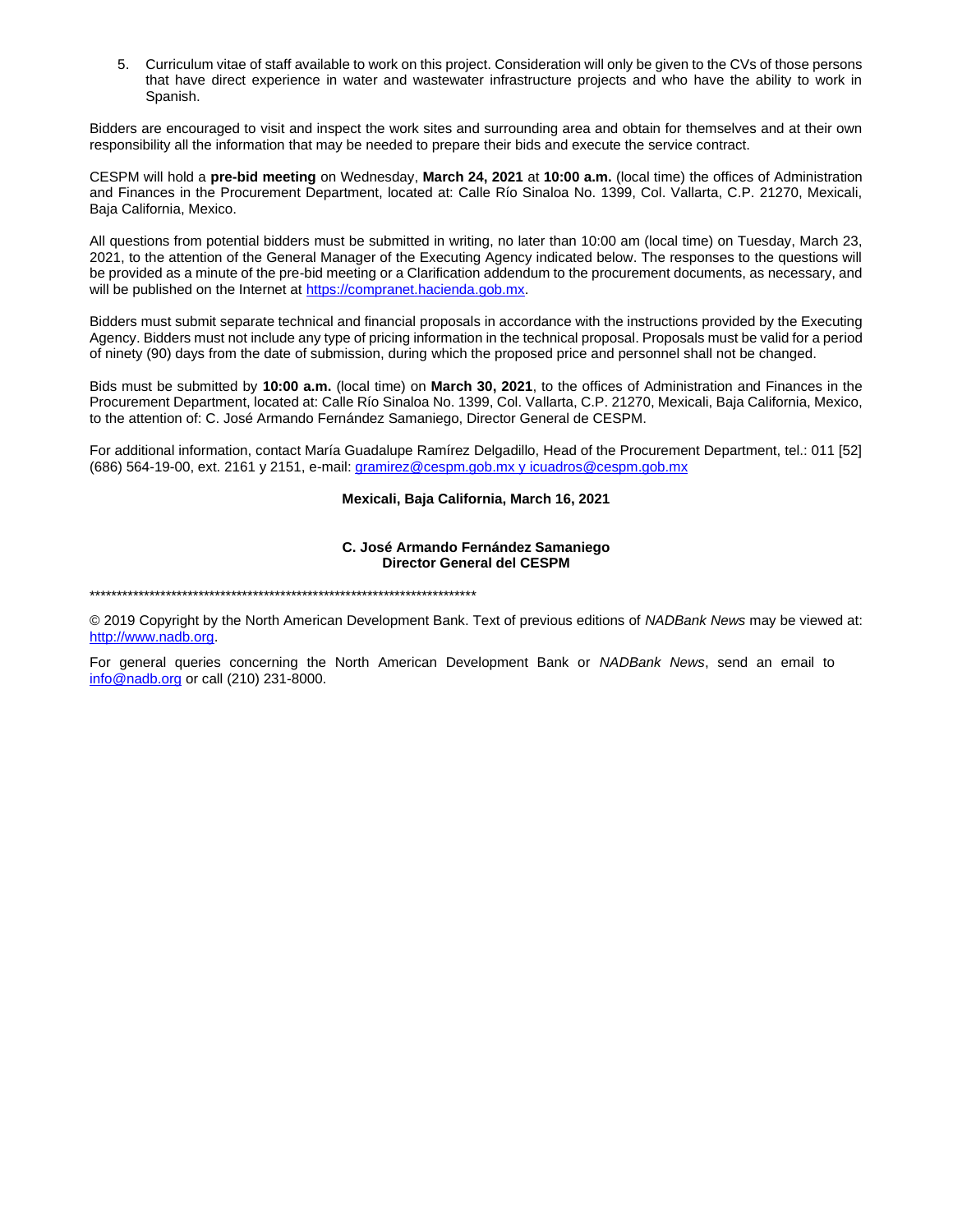5. Curriculum vitae of staff available to work on this project. Consideration will only be given to the CVs of those persons that have direct experience in water and wastewater infrastructure projects and who have the ability to work in Spanish.

Bidders are encouraged to visit and inspect the work sites and surrounding area and obtain for themselves and at their own responsibility all the information that may be needed to prepare their bids and execute the service contract.

CESPM will hold a **pre-bid meeting** on Wednesday, **March 24, 2021** at **10:00 a.m.** (local time) the offices of Administration and Finances in the Procurement Department, located at: Calle Río Sinaloa No. 1399, Col. Vallarta, C.P. 21270, Mexicali, Baja California, Mexico.

All questions from potential bidders must be submitted in writing, no later than 10:00 am (local time) on Tuesday, March 23, 2021, to the attention of the General Manager of the Executing Agency indicated below. The responses to the questions will be provided as a minute of the pre-bid meeting or a Clarification addendum to the procurement documents, as necessary, and will be published on the Internet at https://compranet.hacienda.gob.mx.

Bidders must submit separate technical and financial proposals in accordance with the instructions provided by the Executing Agency. Bidders must not include any type of pricing information in the technical proposal. Proposals must be valid for a period of ninety (90) days from the date of submission, during which the proposed price and personnel shall not be changed.

Bids must be submitted by **10:00 a.m.** (local time) on **March 30, 2021**, to the offices of Administration and Finances in the Procurement Department, located at: Calle Río Sinaloa No. 1399, Col. Vallarta, C.P. 21270, Mexicali, Baja California, Mexico, to the attention of: C. José Armando Fernández Samaniego, Director General de CESPM.

For additional information, contact María Guadalupe Ramírez Delgadillo, Head of the Procurement Department, tel.: 011 [52] (686) 564-19-00, ext. 2161 y 2151, e-mail: gramirez@cespm.gob.mx y icuadros@cespm.gob.mx

**Mexicali, Baja California, March 16, 2021**

**C. José Armando Fernández Samaniego**
**Director General del CESPM**

************************************************************************

© 2019 Copyright by the North American Development Bank. Text of previous editions of *NADBank News* may be viewed at: http://www.nadb.org.

For general queries concerning the North American Development Bank or *NADBank News*, send an email to info@nadb.org or call (210) 231-8000.